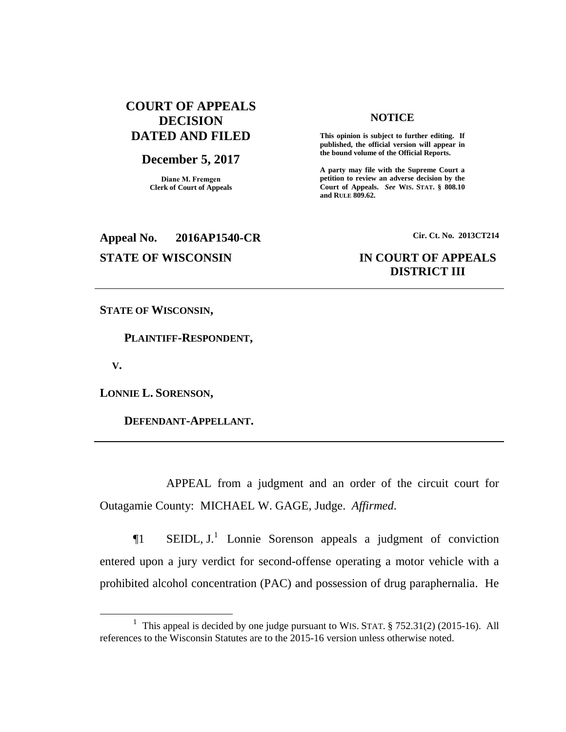**COURT OF APPEALS DECISION DATED AND FILED**

**December 5, 2017**

**Diane M. Fremgen**
**Clerk of Court of Appeals**

**NOTICE**

**This opinion is subject to further editing. If published, the official version will appear in the bound volume of the Official Reports.**

**A party may file with the Supreme Court a petition to review an adverse decision by the Court of Appeals.** ***See*** **WIS. STAT. § 808.10 and RULE 809.62.**

**Appeal No. 2016AP1540-CR** **Cir. Ct. No. 2013CT214**

**STATE OF WISCONSIN** **IN COURT OF APPEALS DISTRICT III**

---

**STATE OF WISCONSIN,**

**PLAINTIFF-RESPONDENT,**

**V.**

**LONNIE L. SORENSON,**

**DEFENDANT-APPELLANT.**

---

APPEAL from a judgment and an order of the circuit court for Outagamie County: MICHAEL W. GAGE, Judge. *Affirmed*.

¶1 SEIDL, J.[1] Lonnie Sorenson appeals a judgment of conviction entered upon a jury verdict for second-offense operating a motor vehicle with a prohibited alcohol concentration (PAC) and possession of drug paraphernalia. He

---

[1] This appeal is decided by one judge pursuant to WIS. STAT. § 752.31(2) (2015-16). All references to the Wisconsin Statutes are to the 2015-16 version unless otherwise noted.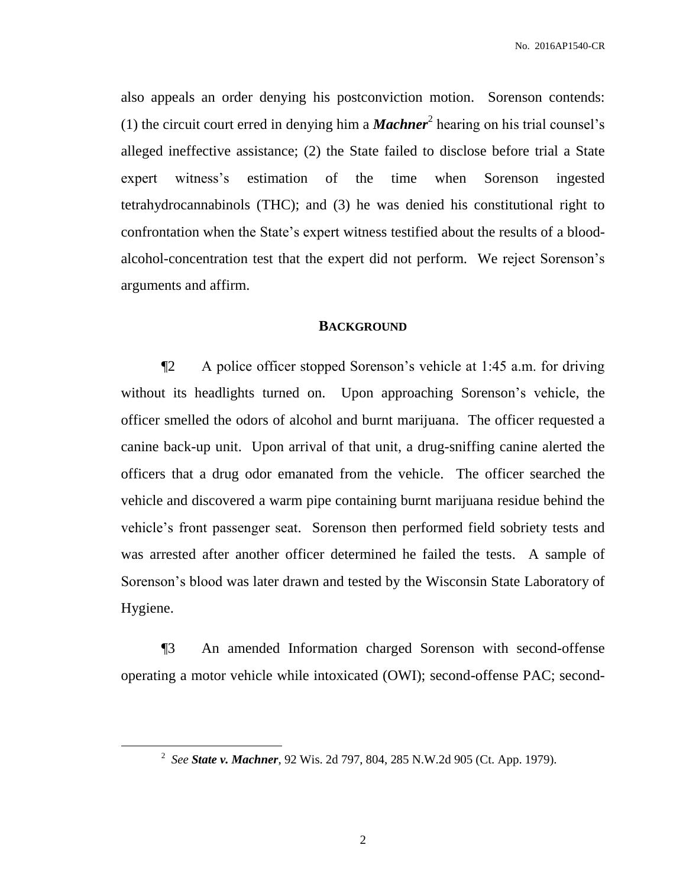also appeals an order denying his postconviction motion. Sorenson contends: (1) the circuit court erred in denying him a ***Machner***[2] hearing on his trial counsel's alleged ineffective assistance; (2) the State failed to disclose before trial a State expert witness's estimation of the time when Sorenson ingested tetrahydrocannabinols (THC); and (3) he was denied his constitutional right to confrontation when the State's expert witness testified about the results of a blood-alcohol-concentration test that the expert did not perform. We reject Sorenson's arguments and affirm.

## BACKGROUND

¶2 A police officer stopped Sorenson's vehicle at 1:45 a.m. for driving without its headlights turned on. Upon approaching Sorenson's vehicle, the officer smelled the odors of alcohol and burnt marijuana. The officer requested a canine back-up unit. Upon arrival of that unit, a drug-sniffing canine alerted the officers that a drug odor emanated from the vehicle. The officer searched the vehicle and discovered a warm pipe containing burnt marijuana residue behind the vehicle's front passenger seat. Sorenson then performed field sobriety tests and was arrested after another officer determined he failed the tests. A sample of Sorenson's blood was later drawn and tested by the Wisconsin State Laboratory of Hygiene.

¶3 An amended Information charged Sorenson with second-offense operating a motor vehicle while intoxicated (OWI); second-offense PAC; second-

---

[2] *See* ***State v. Machner***, 92 Wis. 2d 797, 804, 285 N.W.2d 905 (Ct. App. 1979).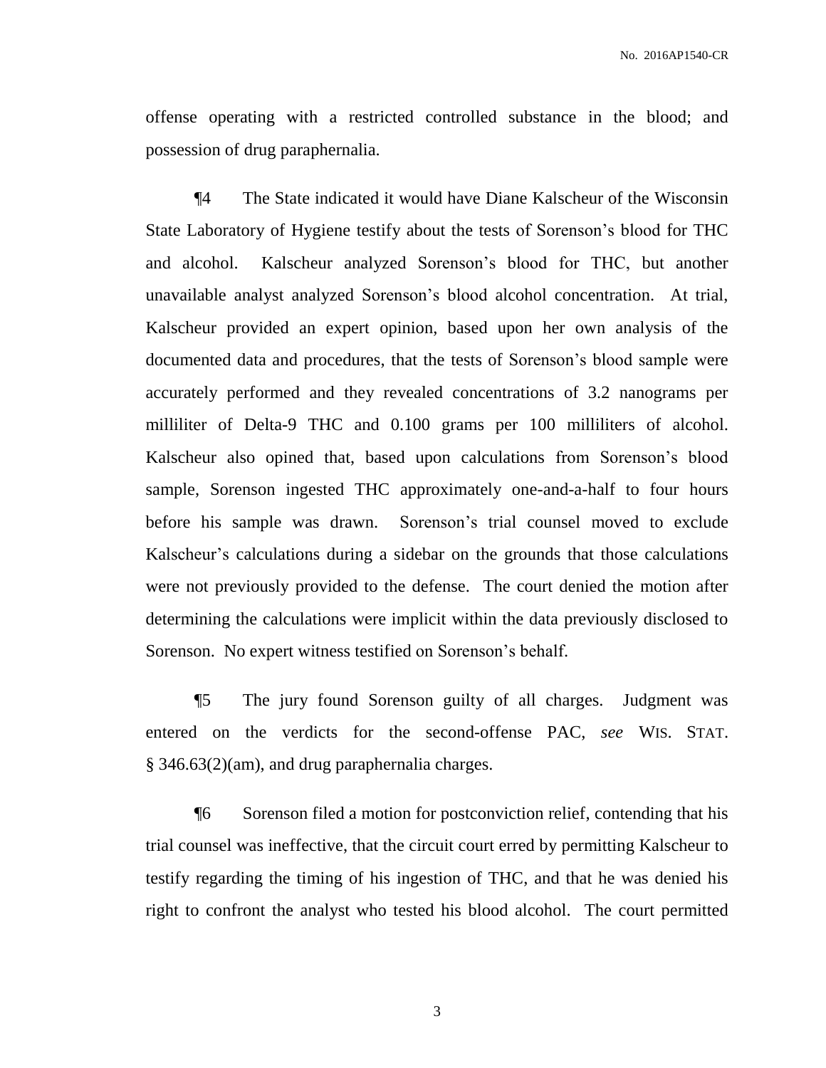offense operating with a restricted controlled substance in the blood; and possession of drug paraphernalia.

¶4 The State indicated it would have Diane Kalscheur of the Wisconsin State Laboratory of Hygiene testify about the tests of Sorenson's blood for THC and alcohol. Kalscheur analyzed Sorenson's blood for THC, but another unavailable analyst analyzed Sorenson's blood alcohol concentration. At trial, Kalscheur provided an expert opinion, based upon her own analysis of the documented data and procedures, that the tests of Sorenson's blood sample were accurately performed and they revealed concentrations of 3.2 nanograms per milliliter of Delta-9 THC and 0.100 grams per 100 milliliters of alcohol. Kalscheur also opined that, based upon calculations from Sorenson's blood sample, Sorenson ingested THC approximately one-and-a-half to four hours before his sample was drawn. Sorenson's trial counsel moved to exclude Kalscheur's calculations during a sidebar on the grounds that those calculations were not previously provided to the defense. The court denied the motion after determining the calculations were implicit within the data previously disclosed to Sorenson. No expert witness testified on Sorenson's behalf.

¶5 The jury found Sorenson guilty of all charges. Judgment was entered on the verdicts for the second-offense PAC, *see* WIS. STAT. § 346.63(2)(am), and drug paraphernalia charges.

¶6 Sorenson filed a motion for postconviction relief, contending that his trial counsel was ineffective, that the circuit court erred by permitting Kalscheur to testify regarding the timing of his ingestion of THC, and that he was denied his right to confront the analyst who tested his blood alcohol. The court permitted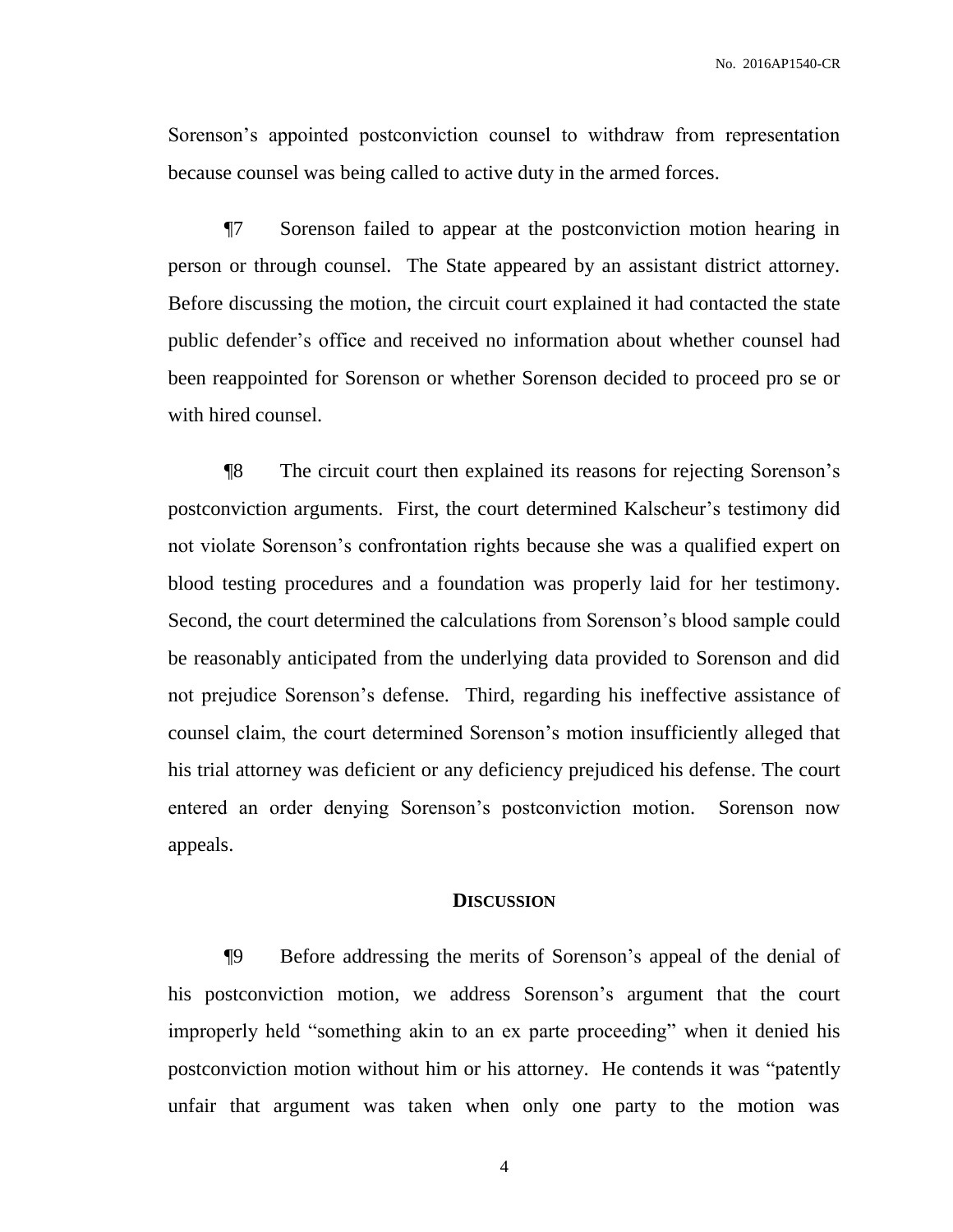Sorenson's appointed postconviction counsel to withdraw from representation because counsel was being called to active duty in the armed forces.

¶7 Sorenson failed to appear at the postconviction motion hearing in person or through counsel. The State appeared by an assistant district attorney. Before discussing the motion, the circuit court explained it had contacted the state public defender's office and received no information about whether counsel had been reappointed for Sorenson or whether Sorenson decided to proceed pro se or with hired counsel.

¶8 The circuit court then explained its reasons for rejecting Sorenson's postconviction arguments. First, the court determined Kalscheur's testimony did not violate Sorenson's confrontation rights because she was a qualified expert on blood testing procedures and a foundation was properly laid for her testimony. Second, the court determined the calculations from Sorenson's blood sample could be reasonably anticipated from the underlying data provided to Sorenson and did not prejudice Sorenson's defense. Third, regarding his ineffective assistance of counsel claim, the court determined Sorenson's motion insufficiently alleged that his trial attorney was deficient or any deficiency prejudiced his defense. The court entered an order denying Sorenson's postconviction motion. Sorenson now appeals.

## DISCUSSION

¶9 Before addressing the merits of Sorenson's appeal of the denial of his postconviction motion, we address Sorenson's argument that the court improperly held "something akin to an ex parte proceeding" when it denied his postconviction motion without him or his attorney. He contends it was "patently unfair that argument was taken when only one party to the motion was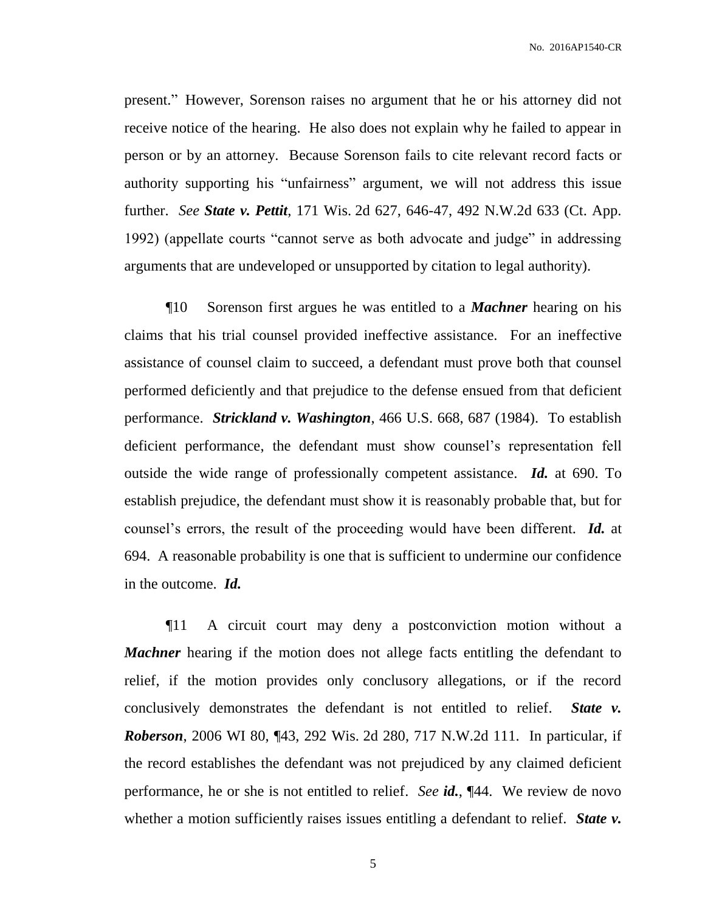present." However, Sorenson raises no argument that he or his attorney did not receive notice of the hearing. He also does not explain why he failed to appear in person or by an attorney. Because Sorenson fails to cite relevant record facts or authority supporting his "unfairness" argument, we will not address this issue further. *See* ***State v. Pettit***, 171 Wis. 2d 627, 646-47, 492 N.W.2d 633 (Ct. App. 1992) (appellate courts "cannot serve as both advocate and judge" in addressing arguments that are undeveloped or unsupported by citation to legal authority).

¶10 Sorenson first argues he was entitled to a ***Machner*** hearing on his claims that his trial counsel provided ineffective assistance. For an ineffective assistance of counsel claim to succeed, a defendant must prove both that counsel performed deficiently and that prejudice to the defense ensued from that deficient performance. ***Strickland v. Washington***, 466 U.S. 668, 687 (1984). To establish deficient performance, the defendant must show counsel's representation fell outside the wide range of professionally competent assistance. ***Id.*** at 690. To establish prejudice, the defendant must show it is reasonably probable that, but for counsel's errors, the result of the proceeding would have been different. ***Id.*** at 694. A reasonable probability is one that is sufficient to undermine our confidence in the outcome. ***Id.***

¶11 A circuit court may deny a postconviction motion without a ***Machner*** hearing if the motion does not allege facts entitling the defendant to relief, if the motion provides only conclusory allegations, or if the record conclusively demonstrates the defendant is not entitled to relief. ***State v. Roberson***, 2006 WI 80, ¶43, 292 Wis. 2d 280, 717 N.W.2d 111. In particular, if the record establishes the defendant was not prejudiced by any claimed deficient performance, he or she is not entitled to relief. *See* ***id.***, ¶44. We review de novo whether a motion sufficiently raises issues entitling a defendant to relief. ***State v.***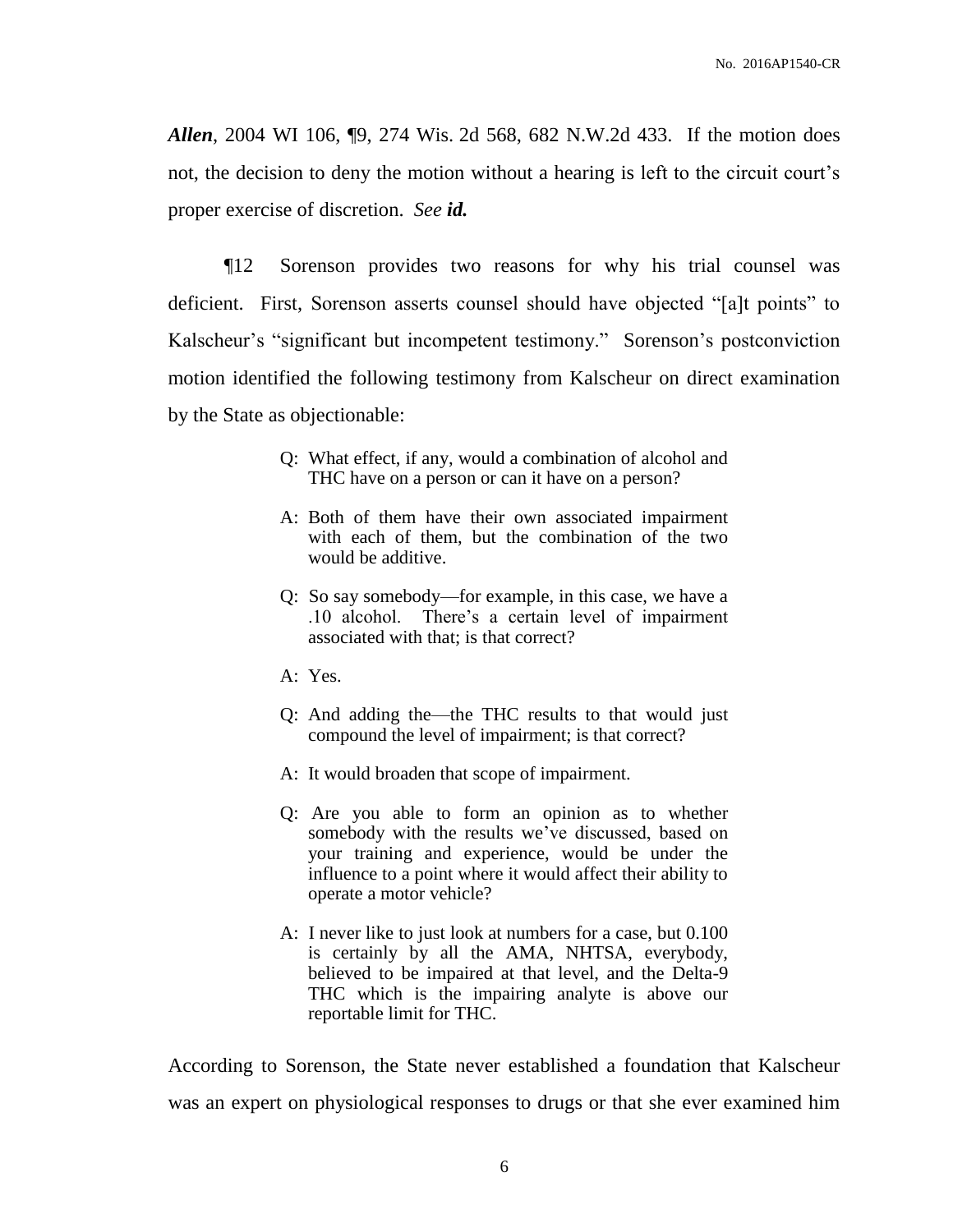***Allen***, 2004 WI 106, ¶9, 274 Wis. 2d 568, 682 N.W.2d 433. If the motion does not, the decision to deny the motion without a hearing is left to the circuit court's proper exercise of discretion. *See **id.***

¶12 Sorenson provides two reasons for why his trial counsel was deficient. First, Sorenson asserts counsel should have objected "[a]t points" to Kalscheur's "significant but incompetent testimony." Sorenson's postconviction motion identified the following testimony from Kalscheur on direct examination by the State as objectionable:

> Q: What effect, if any, would a combination of alcohol and THC have on a person or can it have on a person?
>
> A: Both of them have their own associated impairment with each of them, but the combination of the two would be additive.
>
> Q: So say somebody—for example, in this case, we have a .10 alcohol. There's a certain level of impairment associated with that; is that correct?
>
> A: Yes.
>
> Q: And adding the—the THC results to that would just compound the level of impairment; is that correct?
>
> A: It would broaden that scope of impairment.
>
> Q: Are you able to form an opinion as to whether somebody with the results we've discussed, based on your training and experience, would be under the influence to a point where it would affect their ability to operate a motor vehicle?
>
> A: I never like to just look at numbers for a case, but 0.100 is certainly by all the AMA, NHTSA, everybody, believed to be impaired at that level, and the Delta-9 THC which is the impairing analyte is above our reportable limit for THC.

According to Sorenson, the State never established a foundation that Kalscheur was an expert on physiological responses to drugs or that she ever examined him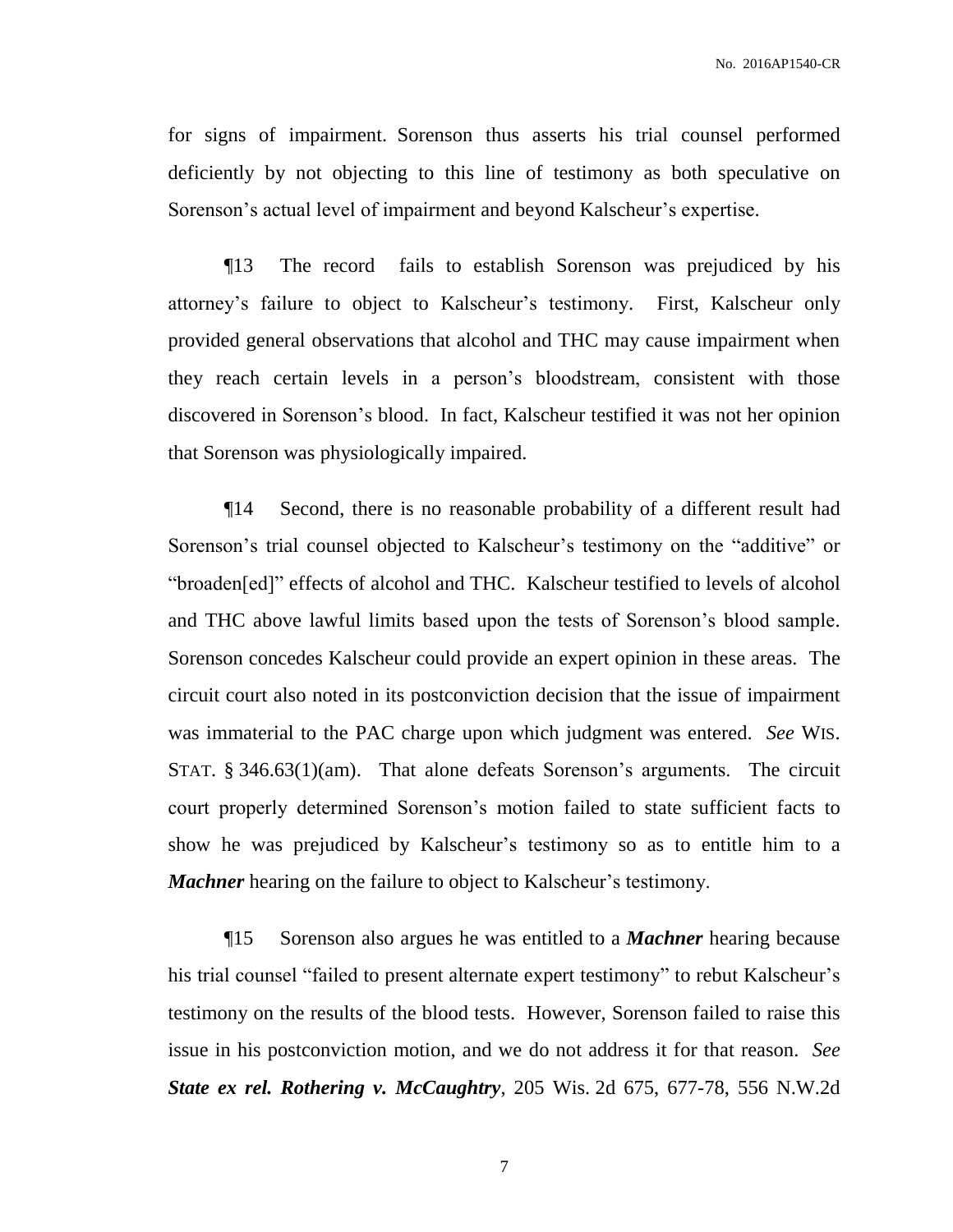for signs of impairment. Sorenson thus asserts his trial counsel performed deficiently by not objecting to this line of testimony as both speculative on Sorenson's actual level of impairment and beyond Kalscheur's expertise.

¶13 The record fails to establish Sorenson was prejudiced by his attorney's failure to object to Kalscheur's testimony. First, Kalscheur only provided general observations that alcohol and THC may cause impairment when they reach certain levels in a person's bloodstream, consistent with those discovered in Sorenson's blood. In fact, Kalscheur testified it was not her opinion that Sorenson was physiologically impaired.

¶14 Second, there is no reasonable probability of a different result had Sorenson's trial counsel objected to Kalscheur's testimony on the "additive" or "broaden[ed]" effects of alcohol and THC. Kalscheur testified to levels of alcohol and THC above lawful limits based upon the tests of Sorenson's blood sample. Sorenson concedes Kalscheur could provide an expert opinion in these areas. The circuit court also noted in its postconviction decision that the issue of impairment was immaterial to the PAC charge upon which judgment was entered. *See* WIS. STAT. § 346.63(1)(am). That alone defeats Sorenson's arguments. The circuit court properly determined Sorenson's motion failed to state sufficient facts to show he was prejudiced by Kalscheur's testimony so as to entitle him to a ***Machner*** hearing on the failure to object to Kalscheur's testimony.

¶15 Sorenson also argues he was entitled to a ***Machner*** hearing because his trial counsel "failed to present alternate expert testimony" to rebut Kalscheur's testimony on the results of the blood tests. However, Sorenson failed to raise this issue in his postconviction motion, and we do not address it for that reason. *See* ***State ex rel. Rothering v. McCaughtry***, 205 Wis. 2d 675, 677-78, 556 N.W.2d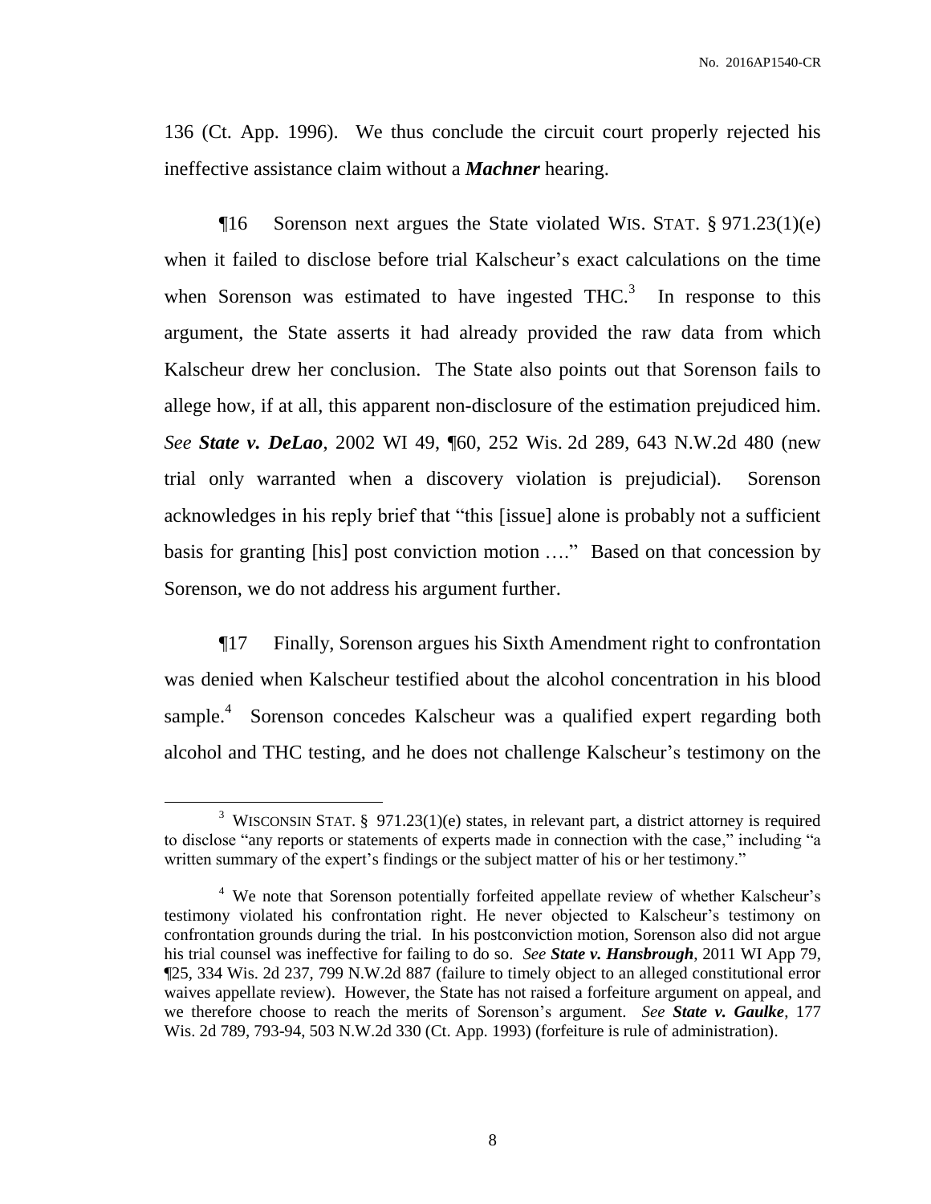136 (Ct. App. 1996). We thus conclude the circuit court properly rejected his ineffective assistance claim without a ***Machner*** hearing.

¶16 Sorenson next argues the State violated WIS. STAT. § 971.23(1)(e) when it failed to disclose before trial Kalscheur's exact calculations on the time when Sorenson was estimated to have ingested THC.[3] In response to this argument, the State asserts it had already provided the raw data from which Kalscheur drew her conclusion. The State also points out that Sorenson fails to allege how, if at all, this apparent non-disclosure of the estimation prejudiced him. *See* ***State v. DeLao***, 2002 WI 49, ¶60, 252 Wis. 2d 289, 643 N.W.2d 480 (new trial only warranted when a discovery violation is prejudicial). Sorenson acknowledges in his reply brief that "this [issue] alone is probably not a sufficient basis for granting [his] post conviction motion …." Based on that concession by Sorenson, we do not address his argument further.

¶17 Finally, Sorenson argues his Sixth Amendment right to confrontation was denied when Kalscheur testified about the alcohol concentration in his blood sample.[4] Sorenson concedes Kalscheur was a qualified expert regarding both alcohol and THC testing, and he does not challenge Kalscheur's testimony on the

---

[3] WISCONSIN STAT. § 971.23(1)(e) states, in relevant part, a district attorney is required to disclose "any reports or statements of experts made in connection with the case," including "a written summary of the expert's findings or the subject matter of his or her testimony."

[4] We note that Sorenson potentially forfeited appellate review of whether Kalscheur's testimony violated his confrontation right. He never objected to Kalscheur's testimony on confrontation grounds during the trial. In his postconviction motion, Sorenson also did not argue his trial counsel was ineffective for failing to do so. *See* ***State v. Hansbrough***, 2011 WI App 79, ¶25, 334 Wis. 2d 237, 799 N.W.2d 887 (failure to timely object to an alleged constitutional error waives appellate review). However, the State has not raised a forfeiture argument on appeal, and we therefore choose to reach the merits of Sorenson's argument. *See* ***State v. Gaulke***, 177 Wis. 2d 789, 793-94, 503 N.W.2d 330 (Ct. App. 1993) (forfeiture is rule of administration).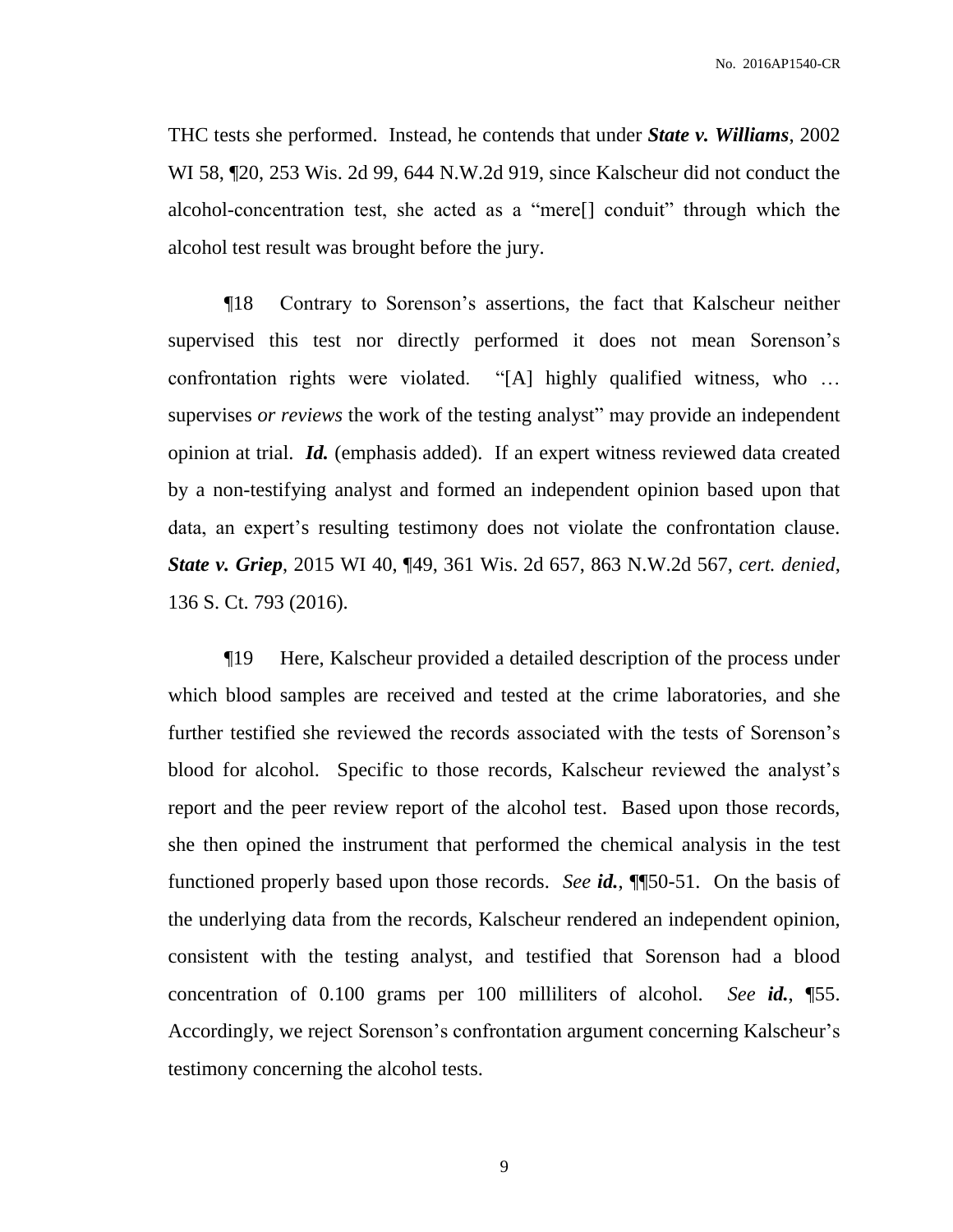THC tests she performed. Instead, he contends that under ***State v. Williams***, 2002 WI 58, ¶20, 253 Wis. 2d 99, 644 N.W.2d 919, since Kalscheur did not conduct the alcohol-concentration test, she acted as a "mere[] conduit" through which the alcohol test result was brought before the jury.

¶18 Contrary to Sorenson's assertions, the fact that Kalscheur neither supervised this test nor directly performed it does not mean Sorenson's confrontation rights were violated. "[A] highly qualified witness, who … supervises *or reviews* the work of the testing analyst" may provide an independent opinion at trial. ***Id.*** (emphasis added). If an expert witness reviewed data created by a non-testifying analyst and formed an independent opinion based upon that data, an expert's resulting testimony does not violate the confrontation clause. ***State v. Griep***, 2015 WI 40, ¶49, 361 Wis. 2d 657, 863 N.W.2d 567, *cert. denied*, 136 S. Ct. 793 (2016).

¶19 Here, Kalscheur provided a detailed description of the process under which blood samples are received and tested at the crime laboratories, and she further testified she reviewed the records associated with the tests of Sorenson's blood for alcohol. Specific to those records, Kalscheur reviewed the analyst's report and the peer review report of the alcohol test. Based upon those records, she then opined the instrument that performed the chemical analysis in the test functioned properly based upon those records. *See **id.***, ¶¶50-51. On the basis of the underlying data from the records, Kalscheur rendered an independent opinion, consistent with the testing analyst, and testified that Sorenson had a blood concentration of 0.100 grams per 100 milliliters of alcohol. *See **id.***, ¶55. Accordingly, we reject Sorenson's confrontation argument concerning Kalscheur's testimony concerning the alcohol tests.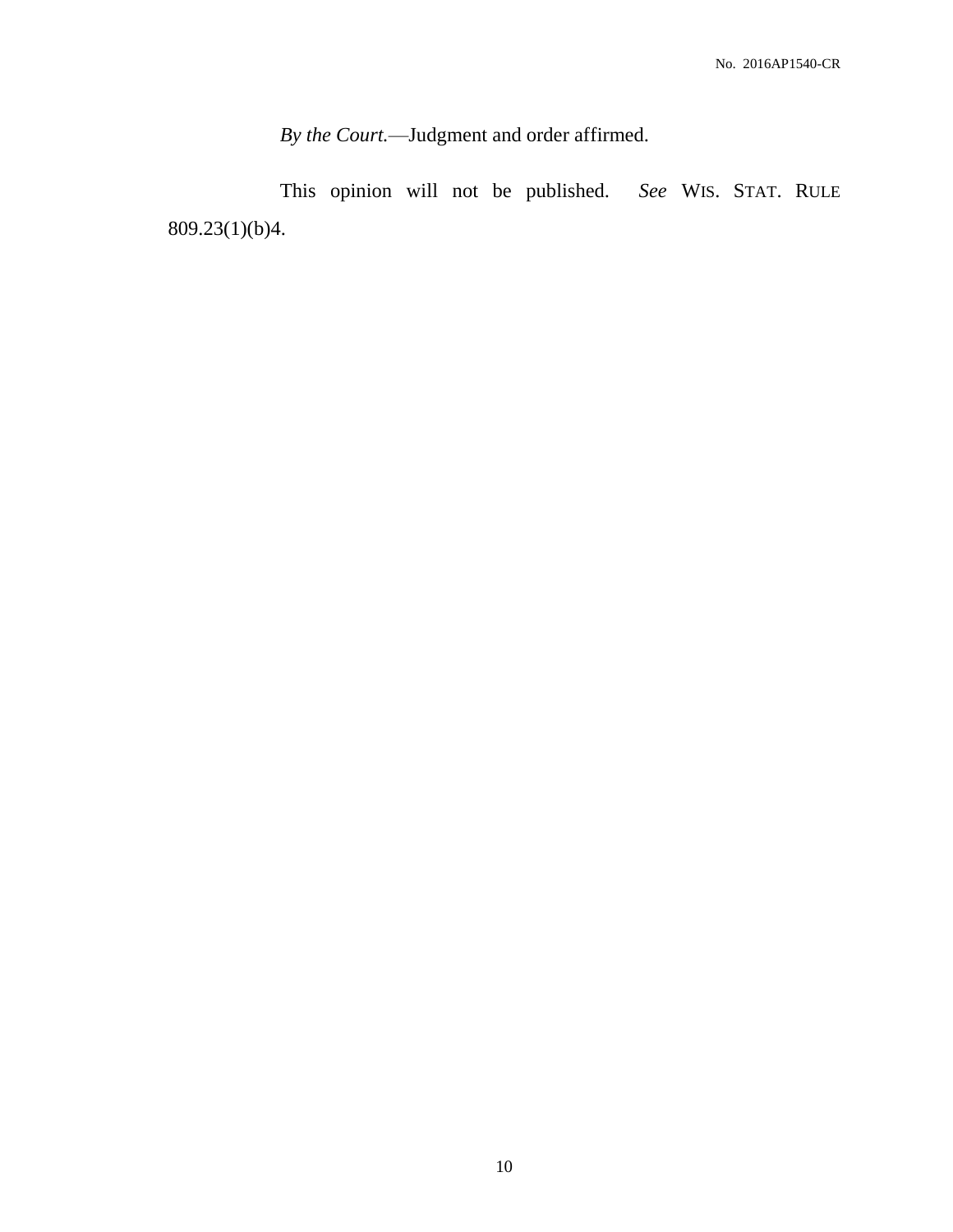*By the Court.*—Judgment and order affirmed.

This opinion will not be published. *See* WIS. STAT. RULE 809.23(1)(b)4.